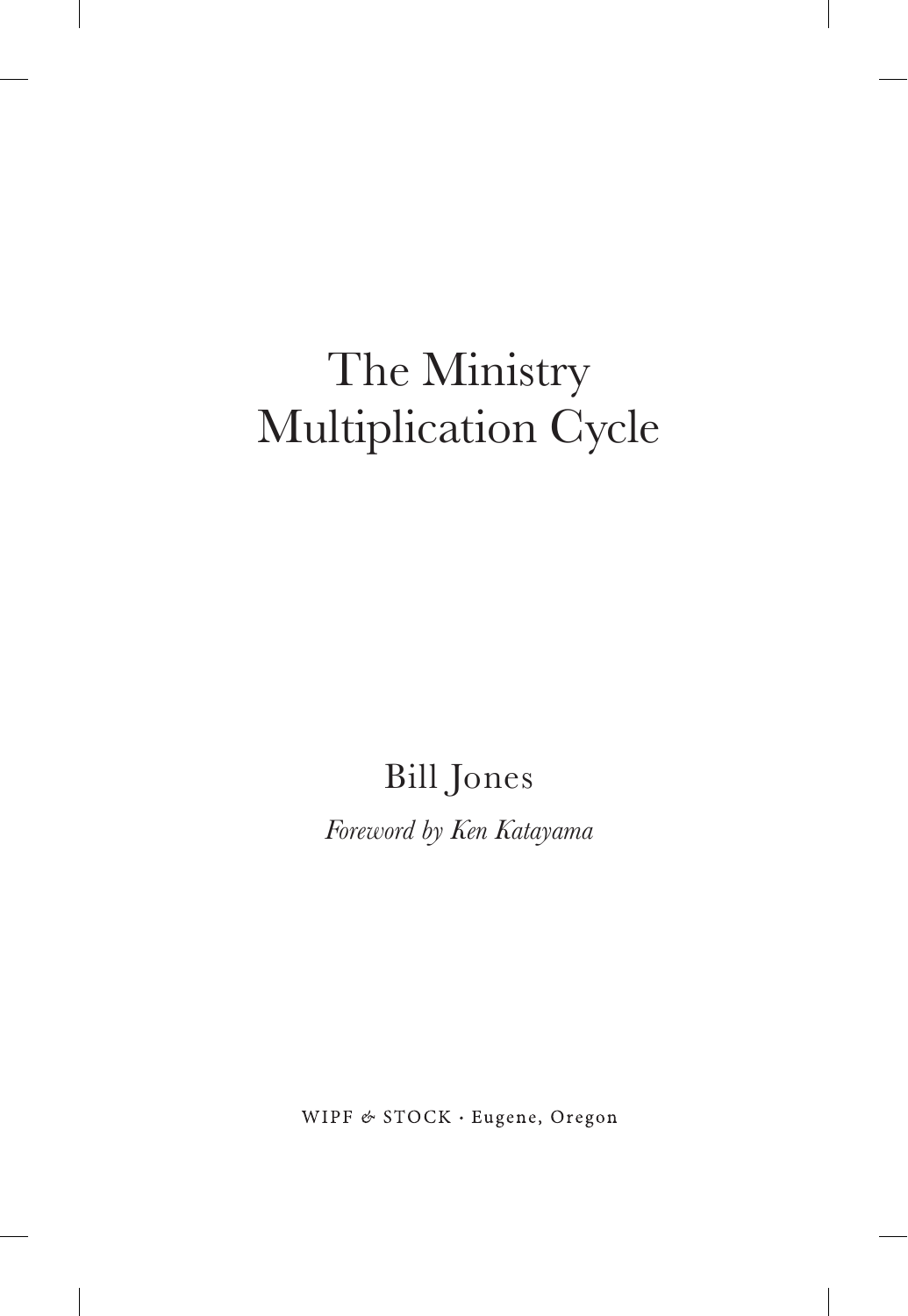# The Ministry Multiplication Cycle

Bill Jones

*Foreword by Ken Katayama*

WIPF & STOCK · Eugene, Oregon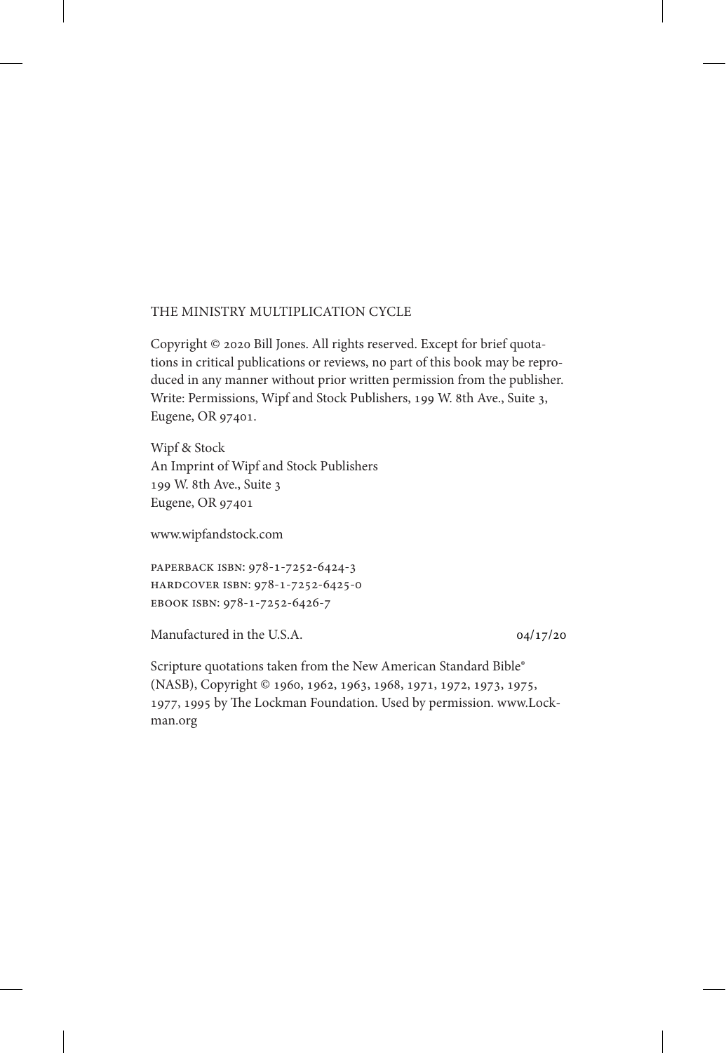THE MINISTRY MULTIPLICATION CYCLE

Copyright © 2020 Bill Jones. All rights reserved. Except for brief quotations in critical publications or reviews, no part of this book may be reproduced in any manner without prior written permission from the publisher. Write: Permissions, Wipf and Stock Publishers, 199 W. 8th Ave., Suite 3, Eugene, OR 97401.

Wipf & Stock  
An Imprint of Wipf and Stock Publishers  
199 W. 8th Ave., Suite 3  
Eugene, OR 97401

www.wipfandstock.com

PAPERBACK ISBN: 978-1-7252-6424-3  
HARDCOVER ISBN: 978-1-7252-6425-0  
EBOOK ISBN: 978-1-7252-6426-7

Manufactured in the U.S.A. 04/17/20

Scripture quotations taken from the New American Standard Bible® (NASB), Copyright © 1960, 1962, 1963, 1968, 1971, 1972, 1973, 1975, 1977, 1995 by The Lockman Foundation. Used by permission. www.Lockman.org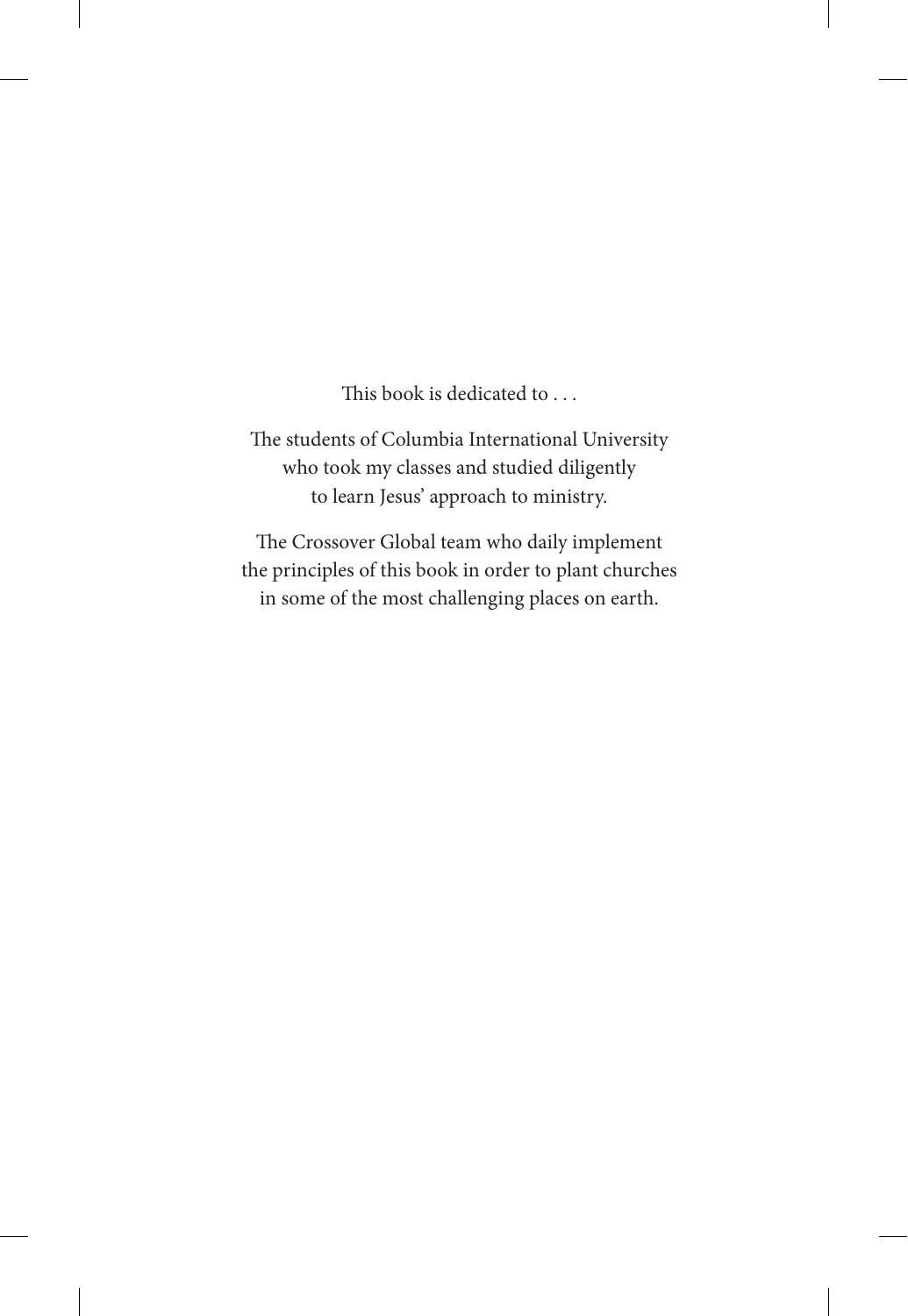This book is dedicated to . . .

The students of Columbia International University
who took my classes and studied diligently
to learn Jesus' approach to ministry.

The Crossover Global team who daily implement
the principles of this book in order to plant churches
in some of the most challenging places on earth.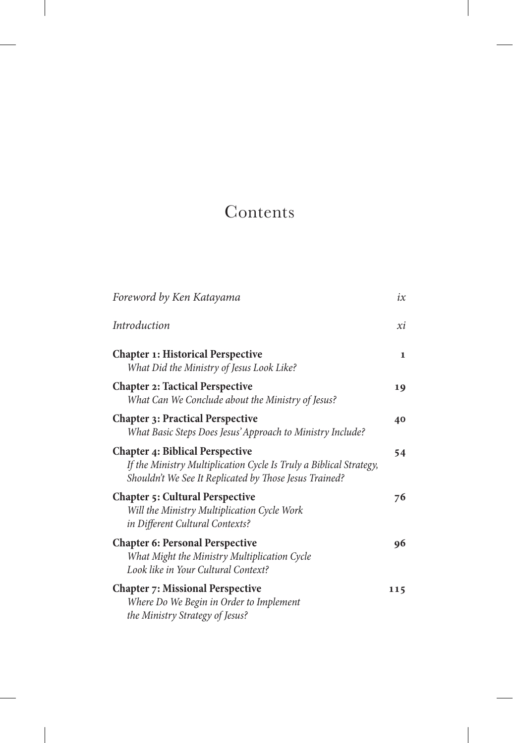# Contents

| | |
|---|---|
| *Foreword by Ken Katayama* | *ix* |
| *Introduction* | *xi* |
| **Chapter 1: Historical Perspective**<br>*What Did the Ministry of Jesus Look Like?* | **1** |
| **Chapter 2: Tactical Perspective**<br>*What Can We Conclude about the Ministry of Jesus?* | **19** |
| **Chapter 3: Practical Perspective**<br>*What Basic Steps Does Jesus' Approach to Ministry Include?* | **40** |
| **Chapter 4: Biblical Perspective**<br>*If the Ministry Multiplication Cycle Is Truly a Biblical Strategy, Shouldn't We See It Replicated by Those Jesus Trained?* | **54** |
| **Chapter 5: Cultural Perspective**<br>*Will the Ministry Multiplication Cycle Work in Different Cultural Contexts?* | **76** |
| **Chapter 6: Personal Perspective**<br>*What Might the Ministry Multiplication Cycle Look like in Your Cultural Context?* | **96** |
| **Chapter 7: Missional Perspective**<br>*Where Do We Begin in Order to Implement the Ministry Strategy of Jesus?* | **115** |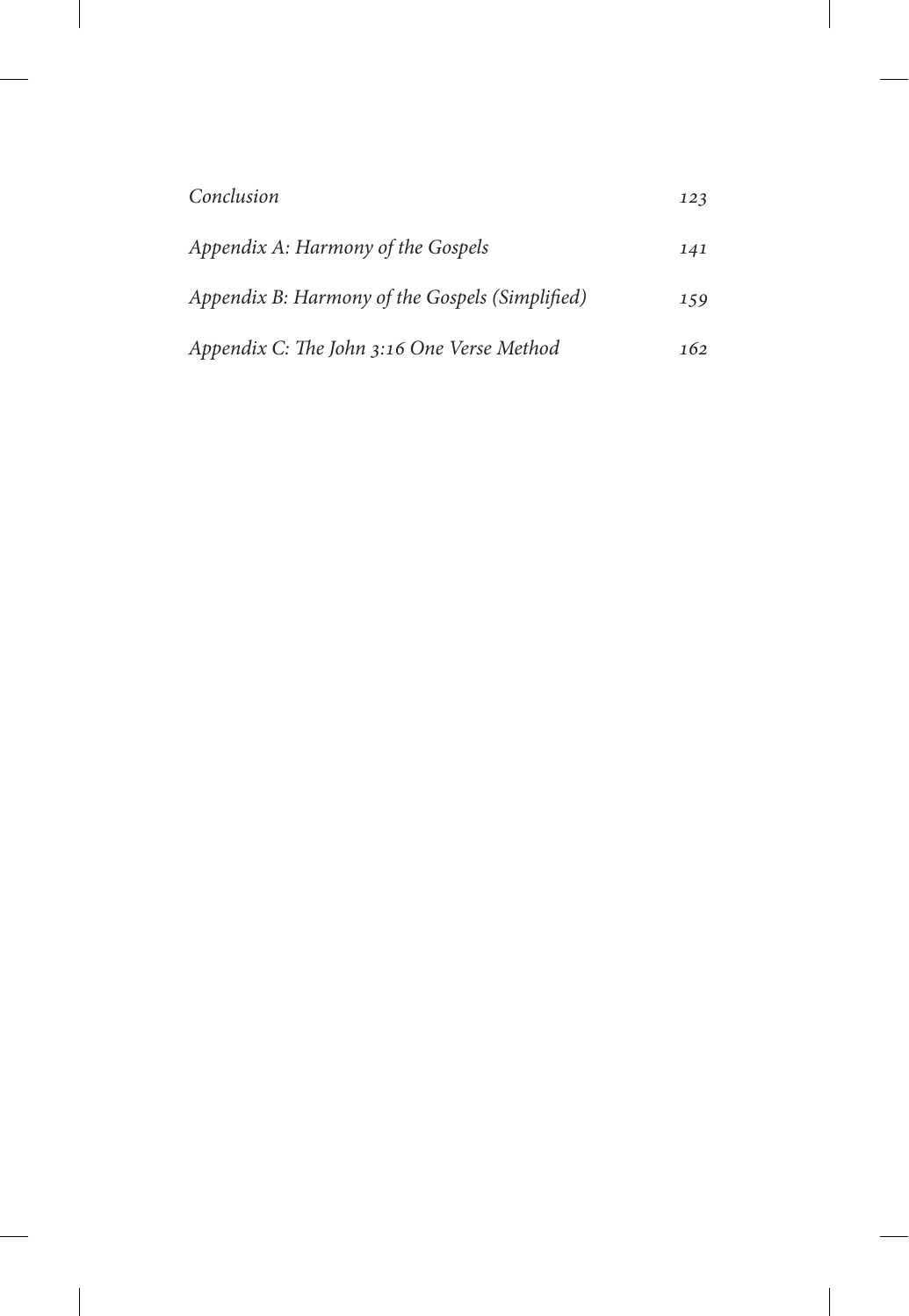| | |
|---|---|
| *Conclusion* | *123* |
| *Appendix A: Harmony of the Gospels* | *141* |
| *Appendix B: Harmony of the Gospels (Simplified)* | *159* |
| *Appendix C: The John 3:16 One Verse Method* | *162* |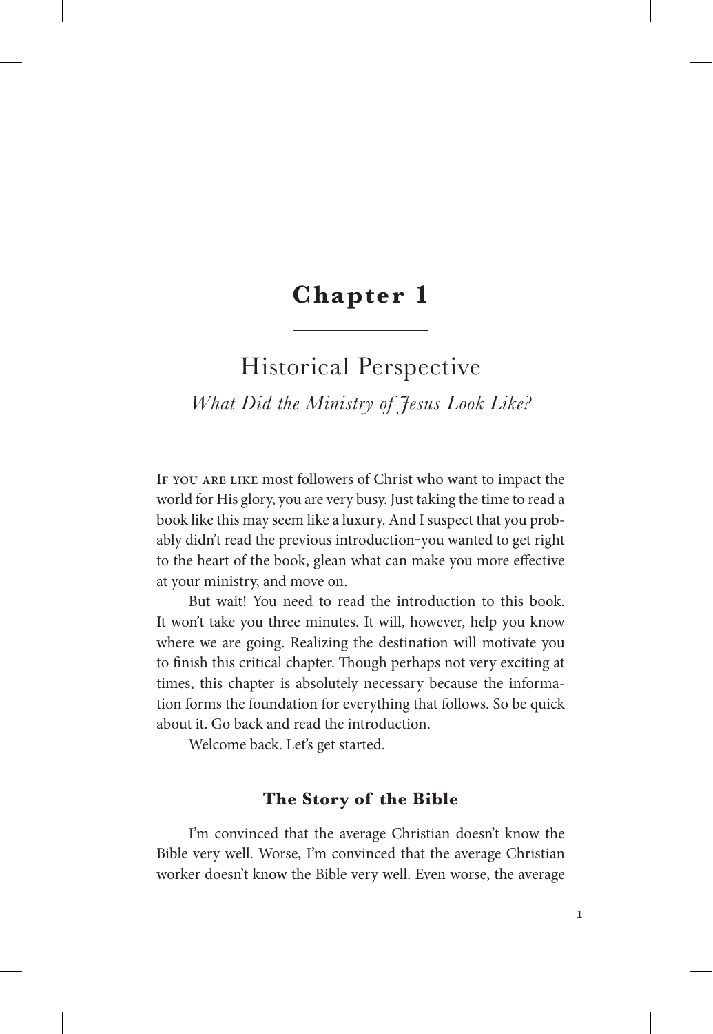# Chapter 1

## Historical Perspective

*What Did the Ministry of Jesus Look Like?*

If you are like most followers of Christ who want to impact the world for His glory, you are very busy. Just taking the time to read a book like this may seem like a luxury. And I suspect that you probably didn't read the previous introduction–you wanted to get right to the heart of the book, glean what can make you more effective at your ministry, and move on.

But wait! You need to read the introduction to this book. It won't take you three minutes. It will, however, help you know where we are going. Realizing the destination will motivate you to finish this critical chapter. Though perhaps not very exciting at times, this chapter is absolutely necessary because the information forms the foundation for everything that follows. So be quick about it. Go back and read the introduction.

Welcome back. Let's get started.

### The Story of the Bible

I'm convinced that the average Christian doesn't know the Bible very well. Worse, I'm convinced that the average Christian worker doesn't know the Bible very well. Even worse, the average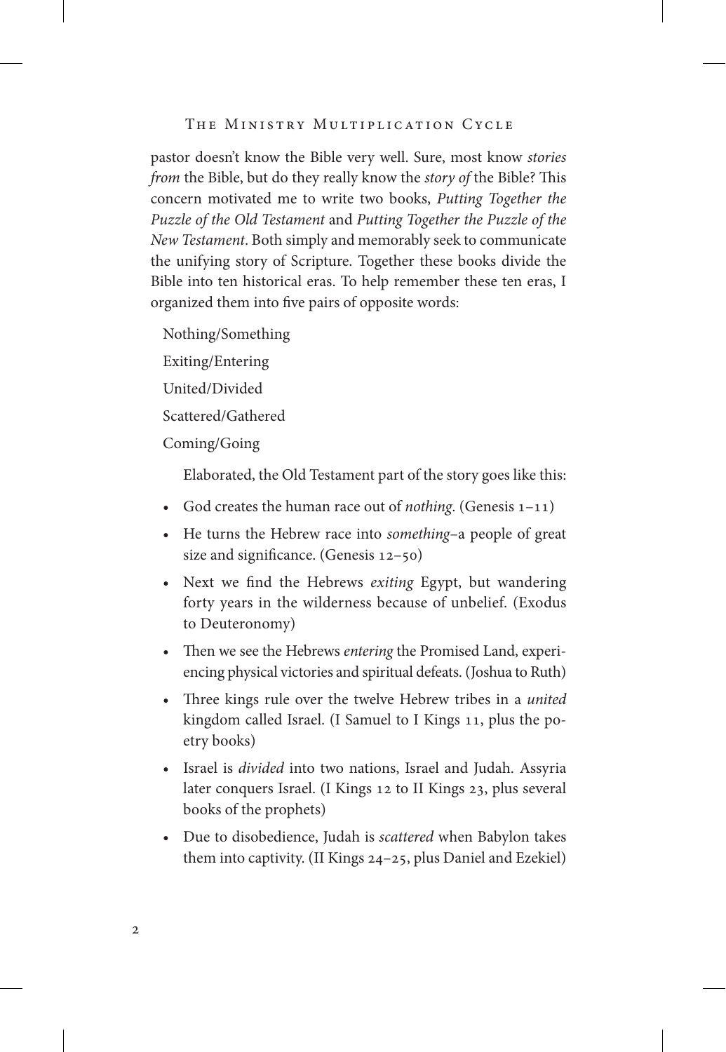pastor doesn't know the Bible very well. Sure, most know *stories from* the Bible, but do they really know the *story of* the Bible? This concern motivated me to write two books, *Putting Together the Puzzle of the Old Testament* and *Putting Together the Puzzle of the New Testament*. Both simply and memorably seek to communicate the unifying story of Scripture. Together these books divide the Bible into ten historical eras. To help remember these ten eras, I organized them into five pairs of opposite words:

Nothing/Something

Exiting/Entering

United/Divided

Scattered/Gathered

Coming/Going

Elaborated, the Old Testament part of the story goes like this:

- God creates the human race out of *nothing*. (Genesis 1–11)
- He turns the Hebrew race into *something*–a people of great size and significance. (Genesis 12–50)
- Next we find the Hebrews *exiting* Egypt, but wandering forty years in the wilderness because of unbelief. (Exodus to Deuteronomy)
- Then we see the Hebrews *entering* the Promised Land, experiencing physical victories and spiritual defeats. (Joshua to Ruth)
- Three kings rule over the twelve Hebrew tribes in a *united* kingdom called Israel. (I Samuel to I Kings 11, plus the poetry books)
- Israel is *divided* into two nations, Israel and Judah. Assyria later conquers Israel. (I Kings 12 to II Kings 23, plus several books of the prophets)
- Due to disobedience, Judah is *scattered* when Babylon takes them into captivity. (II Kings 24–25, plus Daniel and Ezekiel)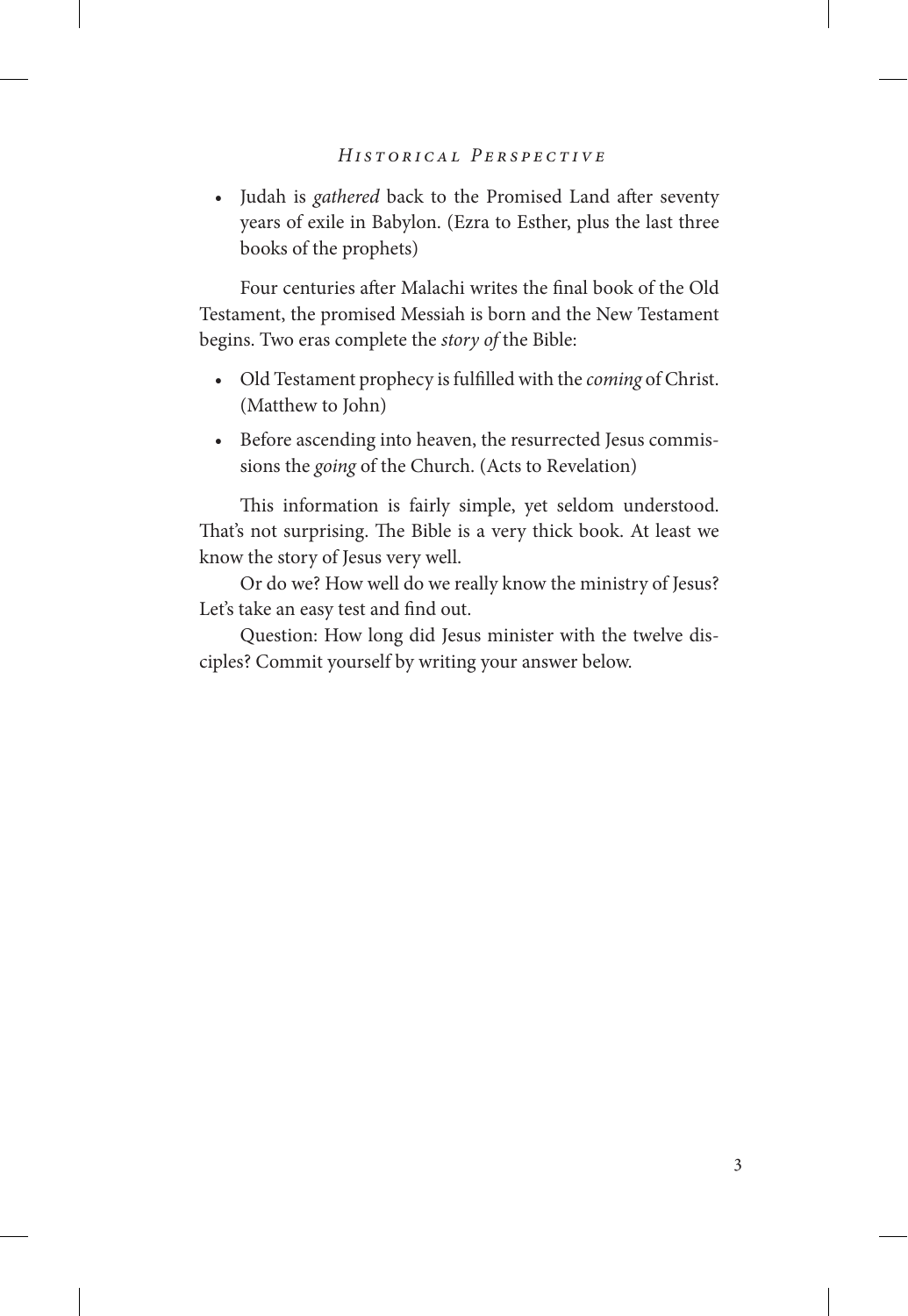- Judah is *gathered* back to the Promised Land after seventy years of exile in Babylon. (Ezra to Esther, plus the last three books of the prophets)

Four centuries after Malachi writes the final book of the Old Testament, the promised Messiah is born and the New Testament begins. Two eras complete the *story of* the Bible:

- Old Testament prophecy is fulfilled with the *coming* of Christ. (Matthew to John)
- Before ascending into heaven, the resurrected Jesus commissions the *going* of the Church. (Acts to Revelation)

This information is fairly simple, yet seldom understood. That's not surprising. The Bible is a very thick book. At least we know the story of Jesus very well.

Or do we? How well do we really know the ministry of Jesus? Let's take an easy test and find out.

Question: How long did Jesus minister with the twelve disciples? Commit yourself by writing your answer below.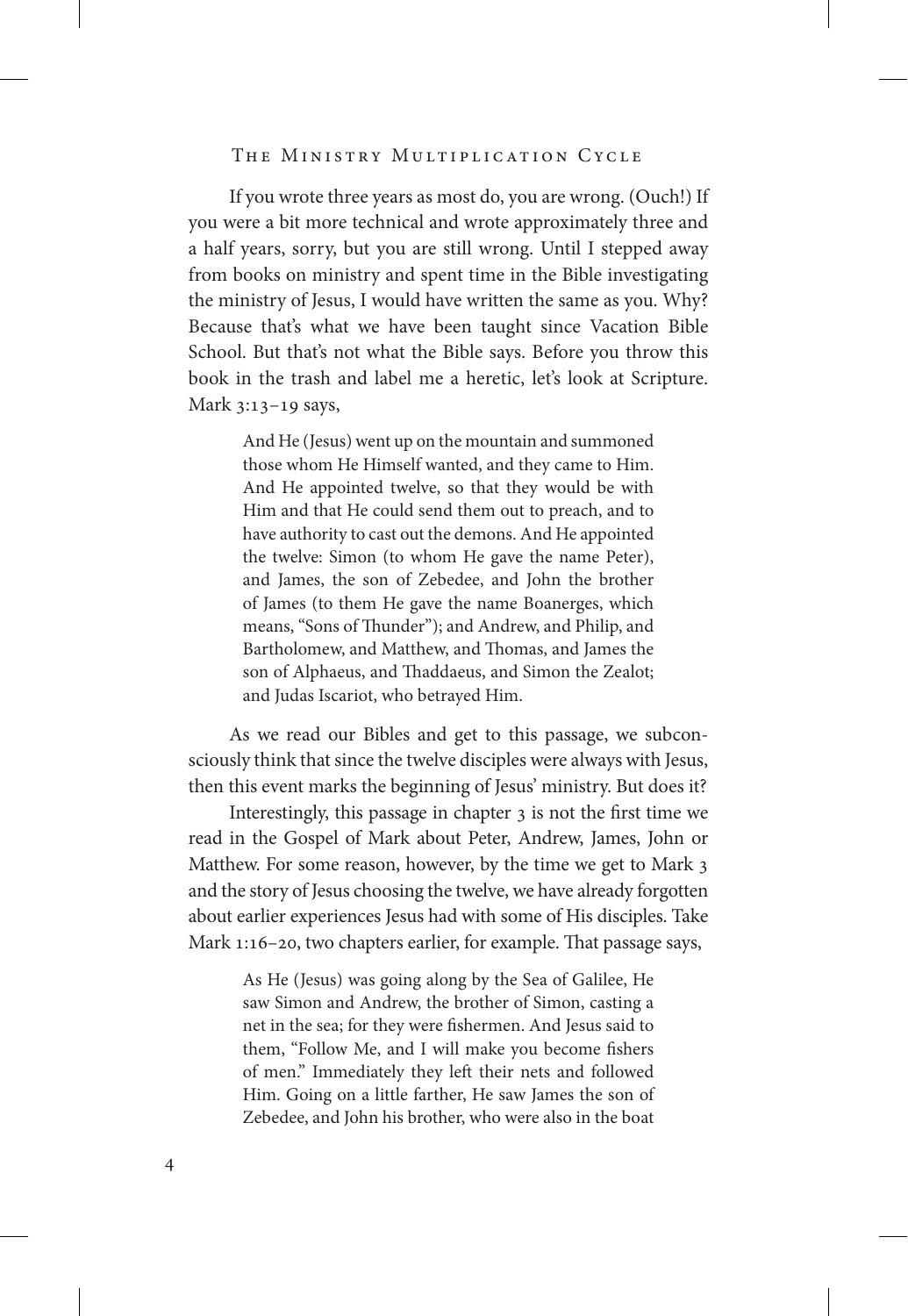If you wrote three years as most do, you are wrong. (Ouch!) If you were a bit more technical and wrote approximately three and a half years, sorry, but you are still wrong. Until I stepped away from books on ministry and spent time in the Bible investigating the ministry of Jesus, I would have written the same as you. Why? Because that's what we have been taught since Vacation Bible School. But that's not what the Bible says. Before you throw this book in the trash and label me a heretic, let's look at Scripture. Mark 3:13–19 says,

> And He (Jesus) went up on the mountain and summoned those whom He Himself wanted, and they came to Him. And He appointed twelve, so that they would be with Him and that He could send them out to preach, and to have authority to cast out the demons. And He appointed the twelve: Simon (to whom He gave the name Peter), and James, the son of Zebedee, and John the brother of James (to them He gave the name Boanerges, which means, "Sons of Thunder"); and Andrew, and Philip, and Bartholomew, and Matthew, and Thomas, and James the son of Alphaeus, and Thaddaeus, and Simon the Zealot; and Judas Iscariot, who betrayed Him.

As we read our Bibles and get to this passage, we subconsciously think that since the twelve disciples were always with Jesus, then this event marks the beginning of Jesus' ministry. But does it?

Interestingly, this passage in chapter 3 is not the first time we read in the Gospel of Mark about Peter, Andrew, James, John or Matthew. For some reason, however, by the time we get to Mark 3 and the story of Jesus choosing the twelve, we have already forgotten about earlier experiences Jesus had with some of His disciples. Take Mark 1:16–20, two chapters earlier, for example. That passage says,

> As He (Jesus) was going along by the Sea of Galilee, He saw Simon and Andrew, the brother of Simon, casting a net in the sea; for they were fishermen. And Jesus said to them, "Follow Me, and I will make you become fishers of men." Immediately they left their nets and followed Him. Going on a little farther, He saw James the son of Zebedee, and John his brother, who were also in the boat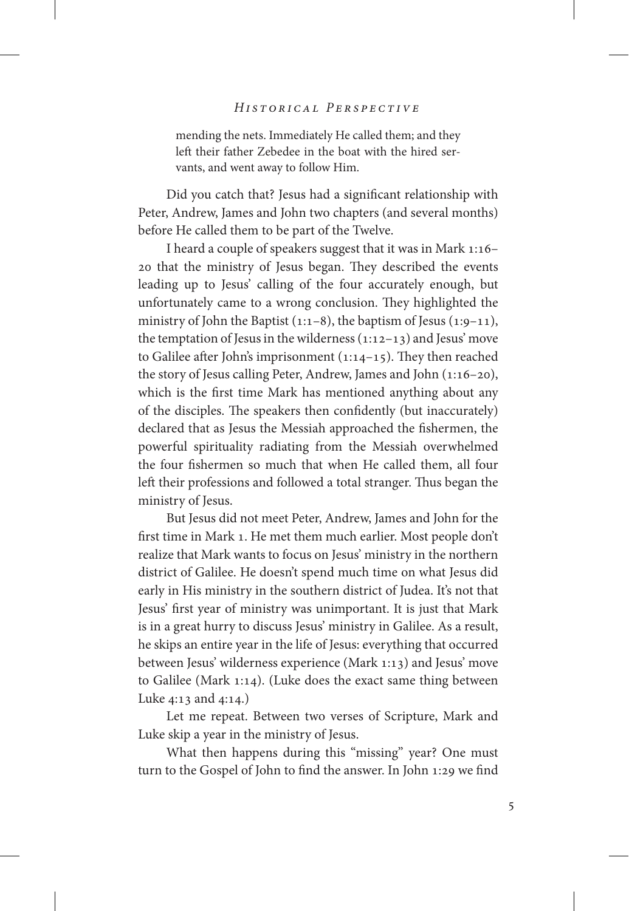> mending the nets. Immediately He called them; and they left their father Zebedee in the boat with the hired servants, and went away to follow Him.

Did you catch that? Jesus had a significant relationship with Peter, Andrew, James and John two chapters (and several months) before He called them to be part of the Twelve.

I heard a couple of speakers suggest that it was in Mark 1:16–20 that the ministry of Jesus began. They described the events leading up to Jesus' calling of the four accurately enough, but unfortunately came to a wrong conclusion. They highlighted the ministry of John the Baptist (1:1–8), the baptism of Jesus (1:9–11), the temptation of Jesus in the wilderness (1:12–13) and Jesus' move to Galilee after John's imprisonment (1:14–15). They then reached the story of Jesus calling Peter, Andrew, James and John (1:16–20), which is the first time Mark has mentioned anything about any of the disciples. The speakers then confidently (but inaccurately) declared that as Jesus the Messiah approached the fishermen, the powerful spirituality radiating from the Messiah overwhelmed the four fishermen so much that when He called them, all four left their professions and followed a total stranger. Thus began the ministry of Jesus.

But Jesus did not meet Peter, Andrew, James and John for the first time in Mark 1. He met them much earlier. Most people don't realize that Mark wants to focus on Jesus' ministry in the northern district of Galilee. He doesn't spend much time on what Jesus did early in His ministry in the southern district of Judea. It's not that Jesus' first year of ministry was unimportant. It is just that Mark is in a great hurry to discuss Jesus' ministry in Galilee. As a result, he skips an entire year in the life of Jesus: everything that occurred between Jesus' wilderness experience (Mark 1:13) and Jesus' move to Galilee (Mark 1:14). (Luke does the exact same thing between Luke 4:13 and 4:14.)

Let me repeat. Between two verses of Scripture, Mark and Luke skip a year in the ministry of Jesus.

What then happens during this "missing" year? One must turn to the Gospel of John to find the answer. In John 1:29 we find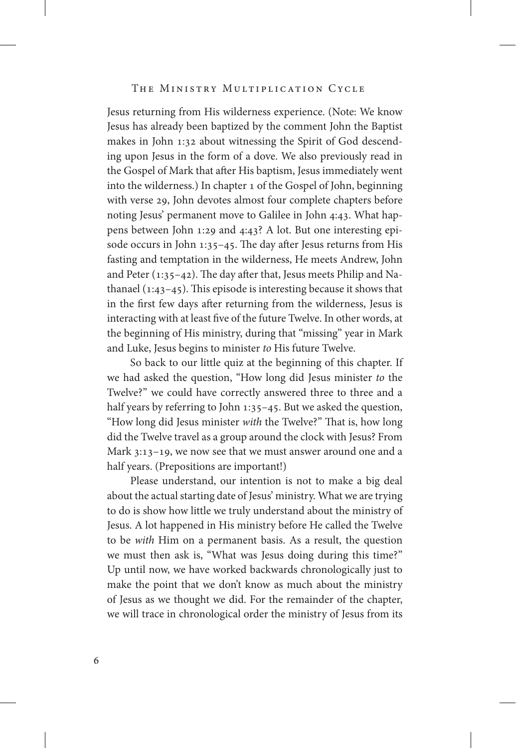Jesus returning from His wilderness experience. (Note: We know Jesus has already been baptized by the comment John the Baptist makes in John 1:32 about witnessing the Spirit of God descending upon Jesus in the form of a dove. We also previously read in the Gospel of Mark that after His baptism, Jesus immediately went into the wilderness.) In chapter 1 of the Gospel of John, beginning with verse 29, John devotes almost four complete chapters before noting Jesus' permanent move to Galilee in John 4:43. What happens between John 1:29 and 4:43? A lot. But one interesting episode occurs in John 1:35–45. The day after Jesus returns from His fasting and temptation in the wilderness, He meets Andrew, John and Peter (1:35–42). The day after that, Jesus meets Philip and Nathanael (1:43–45). This episode is interesting because it shows that in the first few days after returning from the wilderness, Jesus is interacting with at least five of the future Twelve. In other words, at the beginning of His ministry, during that "missing" year in Mark and Luke, Jesus begins to minister *to* His future Twelve.

So back to our little quiz at the beginning of this chapter. If we had asked the question, "How long did Jesus minister *to* the Twelve?" we could have correctly answered three to three and a half years by referring to John 1:35–45. But we asked the question, "How long did Jesus minister *with* the Twelve?" That is, how long did the Twelve travel as a group around the clock with Jesus? From Mark 3:13–19, we now see that we must answer around one and a half years. (Prepositions are important!)

Please understand, our intention is not to make a big deal about the actual starting date of Jesus' ministry. What we are trying to do is show how little we truly understand about the ministry of Jesus. A lot happened in His ministry before He called the Twelve to be *with* Him on a permanent basis. As a result, the question we must then ask is, "What was Jesus doing during this time?" Up until now, we have worked backwards chronologically just to make the point that we don't know as much about the ministry of Jesus as we thought we did. For the remainder of the chapter, we will trace in chronological order the ministry of Jesus from its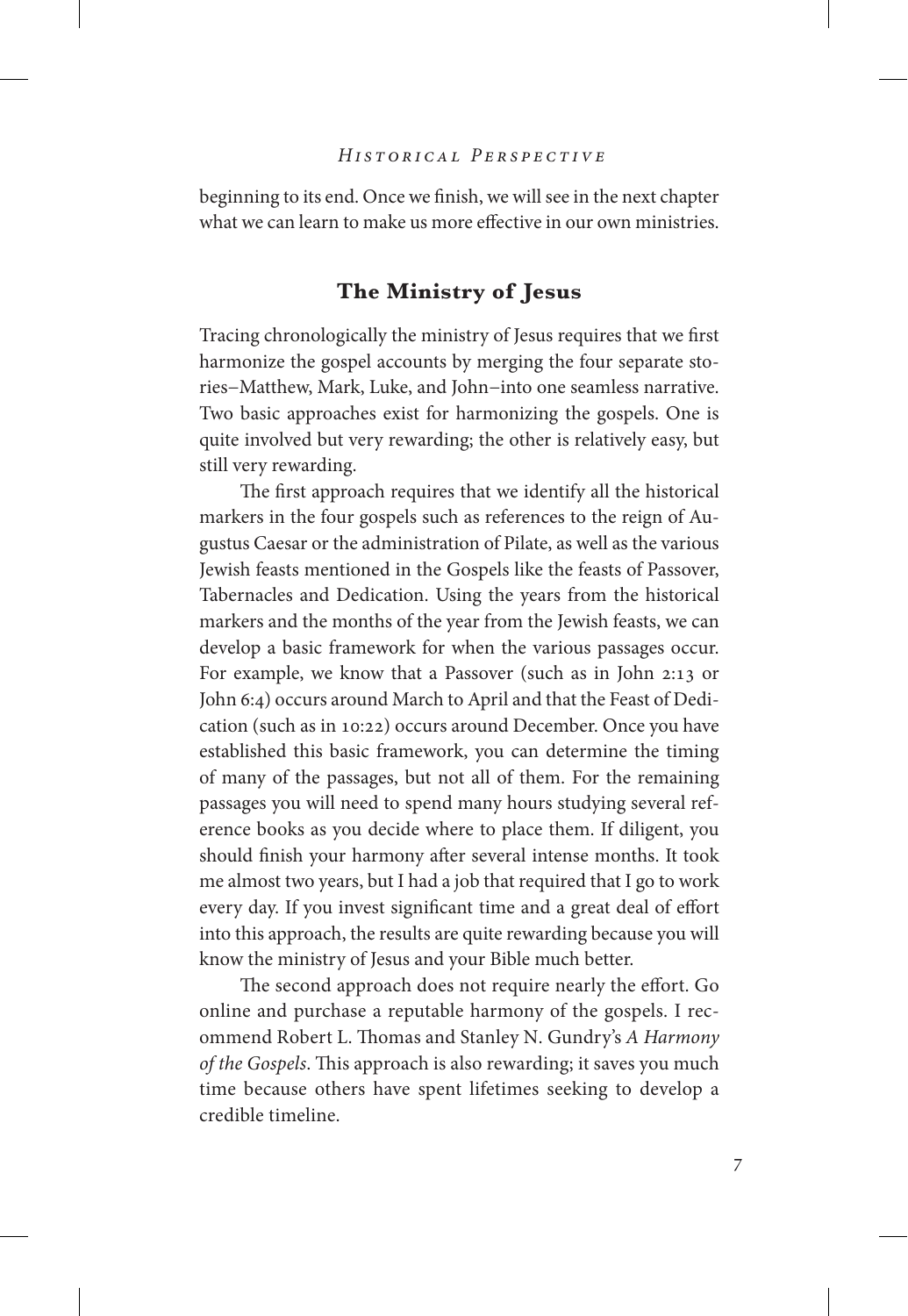beginning to its end. Once we finish, we will see in the next chapter what we can learn to make us more effective in our own ministries.

## The Ministry of Jesus

Tracing chronologically the ministry of Jesus requires that we first harmonize the gospel accounts by merging the four separate stories–Matthew, Mark, Luke, and John–into one seamless narrative. Two basic approaches exist for harmonizing the gospels. One is quite involved but very rewarding; the other is relatively easy, but still very rewarding.

The first approach requires that we identify all the historical markers in the four gospels such as references to the reign of Augustus Caesar or the administration of Pilate, as well as the various Jewish feasts mentioned in the Gospels like the feasts of Passover, Tabernacles and Dedication. Using the years from the historical markers and the months of the year from the Jewish feasts, we can develop a basic framework for when the various passages occur. For example, we know that a Passover (such as in John 2:13 or John 6:4) occurs around March to April and that the Feast of Dedication (such as in 10:22) occurs around December. Once you have established this basic framework, you can determine the timing of many of the passages, but not all of them. For the remaining passages you will need to spend many hours studying several reference books as you decide where to place them. If diligent, you should finish your harmony after several intense months. It took me almost two years, but I had a job that required that I go to work every day. If you invest significant time and a great deal of effort into this approach, the results are quite rewarding because you will know the ministry of Jesus and your Bible much better.

The second approach does not require nearly the effort. Go online and purchase a reputable harmony of the gospels. I recommend Robert L. Thomas and Stanley N. Gundry's *A Harmony of the Gospels*. This approach is also rewarding; it saves you much time because others have spent lifetimes seeking to develop a credible timeline.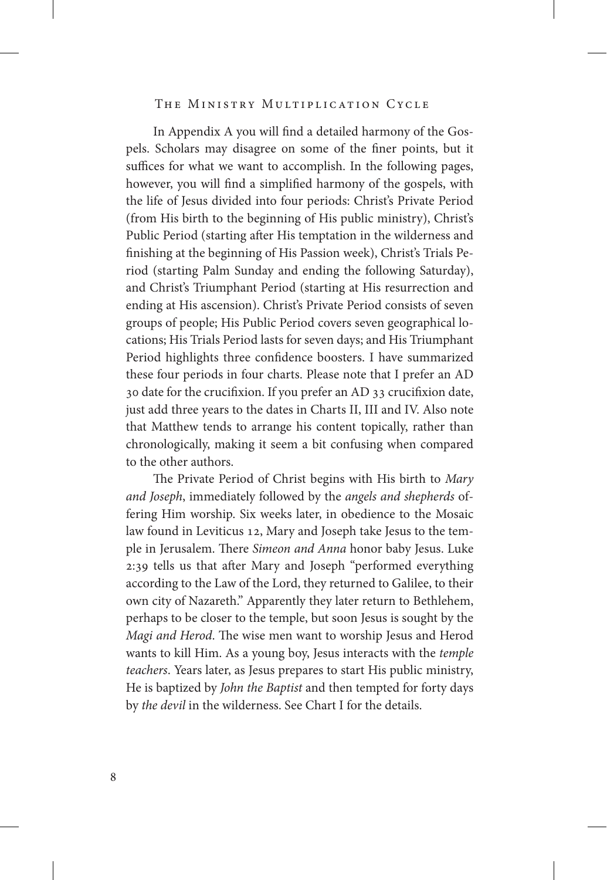In Appendix A you will find a detailed harmony of the Gospels. Scholars may disagree on some of the finer points, but it suffices for what we want to accomplish. In the following pages, however, you will find a simplified harmony of the gospels, with the life of Jesus divided into four periods: Christ's Private Period (from His birth to the beginning of His public ministry), Christ's Public Period (starting after His temptation in the wilderness and finishing at the beginning of His Passion week), Christ's Trials Period (starting Palm Sunday and ending the following Saturday), and Christ's Triumphant Period (starting at His resurrection and ending at His ascension). Christ's Private Period consists of seven groups of people; His Public Period covers seven geographical locations; His Trials Period lasts for seven days; and His Triumphant Period highlights three confidence boosters. I have summarized these four periods in four charts. Please note that I prefer an AD 30 date for the crucifixion. If you prefer an AD 33 crucifixion date, just add three years to the dates in Charts II, III and IV. Also note that Matthew tends to arrange his content topically, rather than chronologically, making it seem a bit confusing when compared to the other authors.

The Private Period of Christ begins with His birth to *Mary and Joseph*, immediately followed by the *angels and shepherds* offering Him worship. Six weeks later, in obedience to the Mosaic law found in Leviticus 12, Mary and Joseph take Jesus to the temple in Jerusalem. There *Simeon and Anna* honor baby Jesus. Luke 2:39 tells us that after Mary and Joseph "performed everything according to the Law of the Lord, they returned to Galilee, to their own city of Nazareth." Apparently they later return to Bethlehem, perhaps to be closer to the temple, but soon Jesus is sought by the *Magi and Herod*. The wise men want to worship Jesus and Herod wants to kill Him. As a young boy, Jesus interacts with the *temple teachers*. Years later, as Jesus prepares to start His public ministry, He is baptized by *John the Baptist* and then tempted for forty days by *the devil* in the wilderness. See Chart I for the details.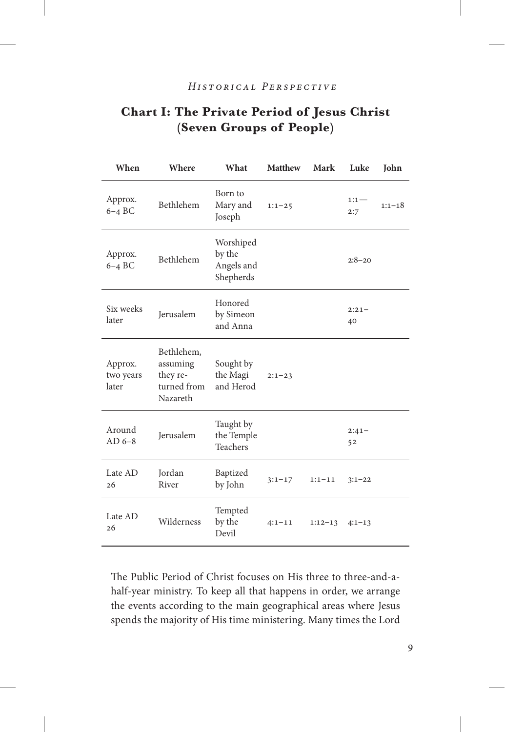## Chart I: The Private Period of Jesus Christ (Seven Groups of People)

| When | Where | What | Matthew | Mark | Luke | John |
|---|---|---|---|---|---|---|
| Approx. 6–4 BC | Bethlehem | Born to Mary and Joseph | 1:1–25 | | 1:1—2:7 | 1:1–18 |
| Approx. 6–4 BC | Bethlehem | Worshiped by the Angels and Shepherds | | | 2:8–20 | |
| Six weeks later | Jerusalem | Honored by Simeon and Anna | | | 2:21–40 | |
| Approx. two years later | Bethlehem, assuming they returned from Nazareth | Sought by the Magi and Herod | 2:1–23 | | | |
| Around AD 6–8 | Jerusalem | Taught by the Temple Teachers | | | 2:41–52 | |
| Late AD 26 | Jordan River | Baptized by John | 3:1–17 | 1:1–11 | 3:1–22 | |
| Late AD 26 | Wilderness | Tempted by the Devil | 4:1–11 | 1:12–13 | 4:1–13 | |

The Public Period of Christ focuses on His three to three-and-a-half-year ministry. To keep all that happens in order, we arrange the events according to the main geographical areas where Jesus spends the majority of His time ministering. Many times the Lord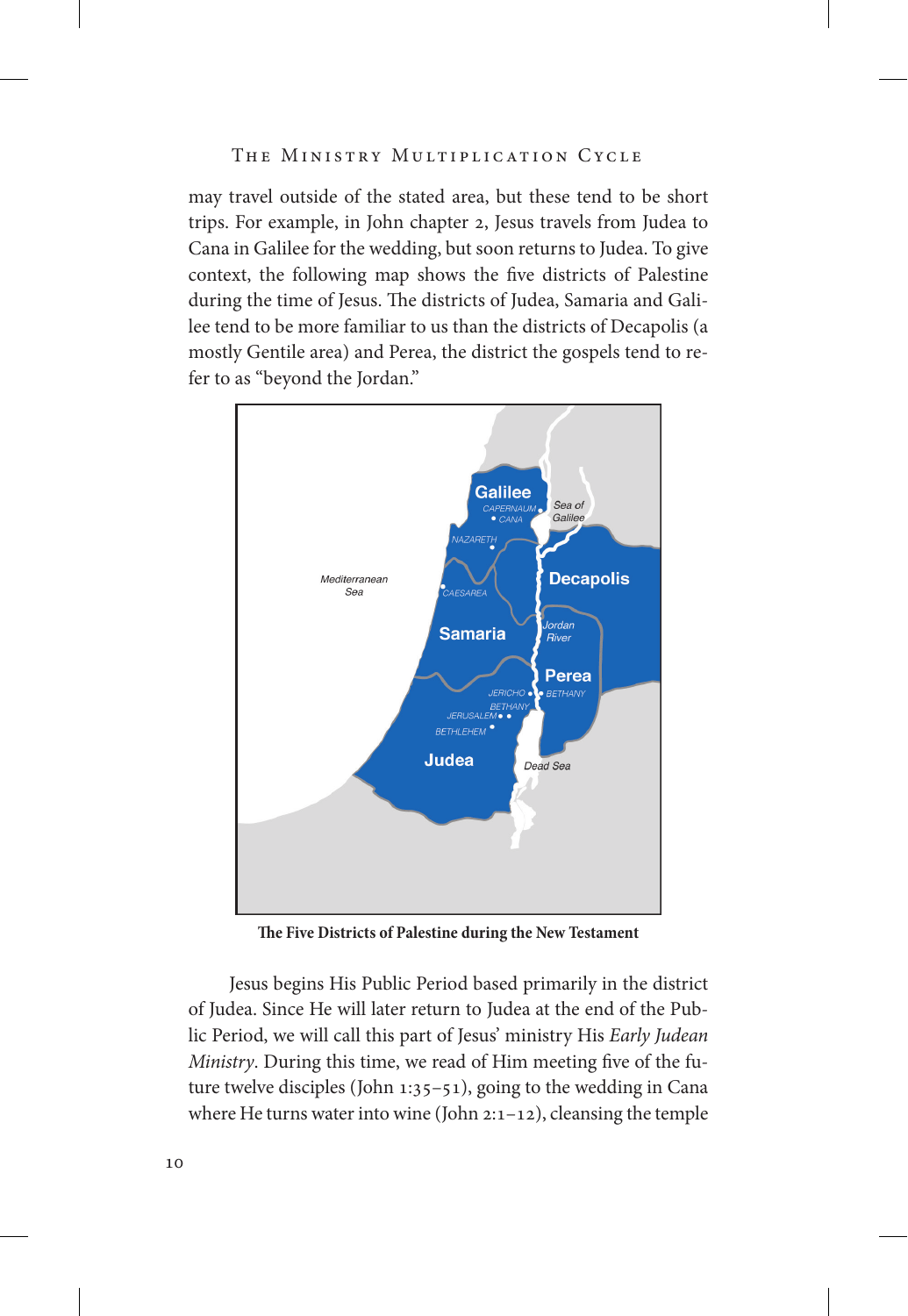may travel outside of the stated area, but these tend to be short trips. For example, in John chapter 2, Jesus travels from Judea to Cana in Galilee for the wedding, but soon returns to Judea. To give context, the following map shows the five districts of Palestine during the time of Jesus. The districts of Judea, Samaria and Galilee tend to be more familiar to us than the districts of Decapolis (a mostly Gentile area) and Perea, the district the gospels tend to refer to as "beyond the Jordan."

**The Five Districts of Palestine during the New Testament**

Jesus begins His Public Period based primarily in the district of Judea. Since He will later return to Judea at the end of the Public Period, we will call this part of Jesus' ministry His *Early Judean Ministry*. During this time, we read of Him meeting five of the future twelve disciples (John 1:35–51), going to the wedding in Cana where He turns water into wine (John 2:1–12), cleansing the temple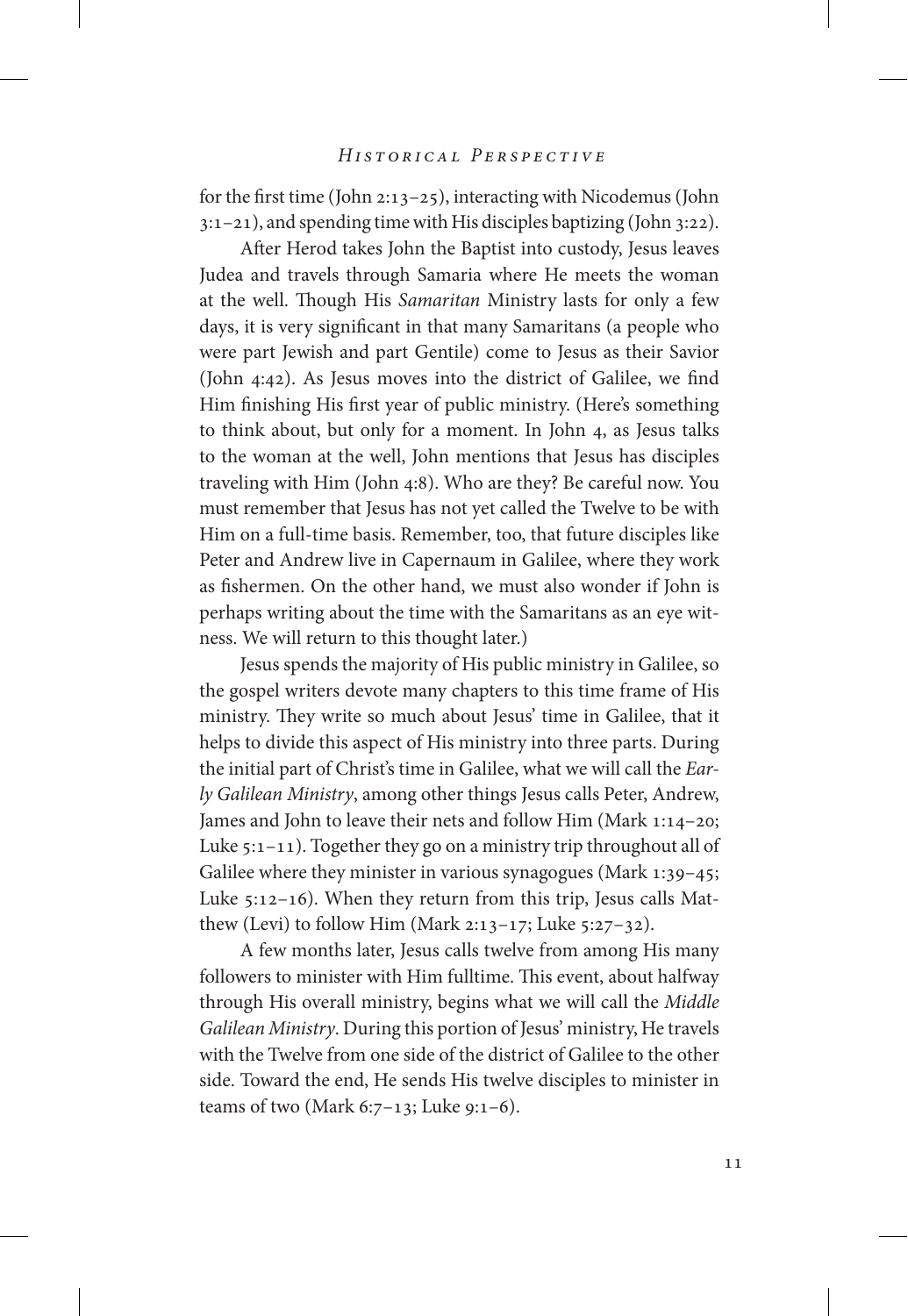for the first time (John 2:13–25), interacting with Nicodemus (John 3:1–21), and spending time with His disciples baptizing (John 3:22).

After Herod takes John the Baptist into custody, Jesus leaves Judea and travels through Samaria where He meets the woman at the well. Though His *Samaritan* Ministry lasts for only a few days, it is very significant in that many Samaritans (a people who were part Jewish and part Gentile) come to Jesus as their Savior (John 4:42). As Jesus moves into the district of Galilee, we find Him finishing His first year of public ministry. (Here's something to think about, but only for a moment. In John 4, as Jesus talks to the woman at the well, John mentions that Jesus has disciples traveling with Him (John 4:8). Who are they? Be careful now. You must remember that Jesus has not yet called the Twelve to be with Him on a full-time basis. Remember, too, that future disciples like Peter and Andrew live in Capernaum in Galilee, where they work as fishermen. On the other hand, we must also wonder if John is perhaps writing about the time with the Samaritans as an eye witness. We will return to this thought later.)

Jesus spends the majority of His public ministry in Galilee, so the gospel writers devote many chapters to this time frame of His ministry. They write so much about Jesus' time in Galilee, that it helps to divide this aspect of His ministry into three parts. During the initial part of Christ's time in Galilee, what we will call the *Early Galilean Ministry*, among other things Jesus calls Peter, Andrew, James and John to leave their nets and follow Him (Mark 1:14–20; Luke 5:1–11). Together they go on a ministry trip throughout all of Galilee where they minister in various synagogues (Mark 1:39–45; Luke 5:12–16). When they return from this trip, Jesus calls Matthew (Levi) to follow Him (Mark 2:13–17; Luke 5:27–32).

A few months later, Jesus calls twelve from among His many followers to minister with Him fulltime. This event, about halfway through His overall ministry, begins what we will call the *Middle Galilean Ministry*. During this portion of Jesus' ministry, He travels with the Twelve from one side of the district of Galilee to the other side. Toward the end, He sends His twelve disciples to minister in teams of two (Mark 6:7–13; Luke 9:1–6).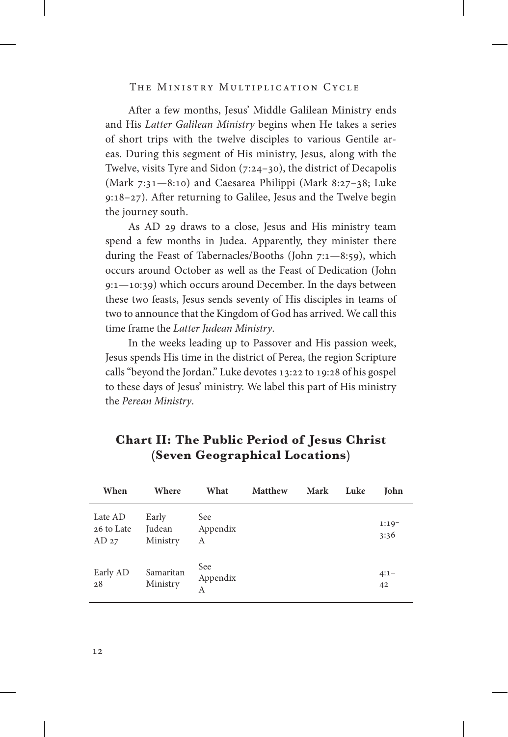After a few months, Jesus' Middle Galilean Ministry ends and His *Latter Galilean Ministry* begins when He takes a series of short trips with the twelve disciples to various Gentile areas. During this segment of His ministry, Jesus, along with the Twelve, visits Tyre and Sidon (7:24–30), the district of Decapolis (Mark 7:31—8:10) and Caesarea Philippi (Mark 8:27–38; Luke 9:18–27). After returning to Galilee, Jesus and the Twelve begin the journey south.

As AD 29 draws to a close, Jesus and His ministry team spend a few months in Judea. Apparently, they minister there during the Feast of Tabernacles/Booths (John 7:1—8:59), which occurs around October as well as the Feast of Dedication (John 9:1—10:39) which occurs around December. In the days between these two feasts, Jesus sends seventy of His disciples in teams of two to announce that the Kingdom of God has arrived. We call this time frame the *Latter Judean Ministry*.

In the weeks leading up to Passover and His passion week, Jesus spends His time in the district of Perea, the region Scripture calls "beyond the Jordan." Luke devotes 13:22 to 19:28 of his gospel to these days of Jesus' ministry. We label this part of His ministry the *Perean Ministry*.

## Chart II: The Public Period of Jesus Christ (Seven Geographical Locations)

| When | Where | What | Matthew | Mark | Luke | John |
|---|---|---|---|---|---|---|
| Late AD 26 to Late AD 27 | Early Judean Ministry | See Appendix A | | | | 1:19–3:36 |
| Early AD 28 | Samaritan Ministry | See Appendix A | | | | 4:1–42 |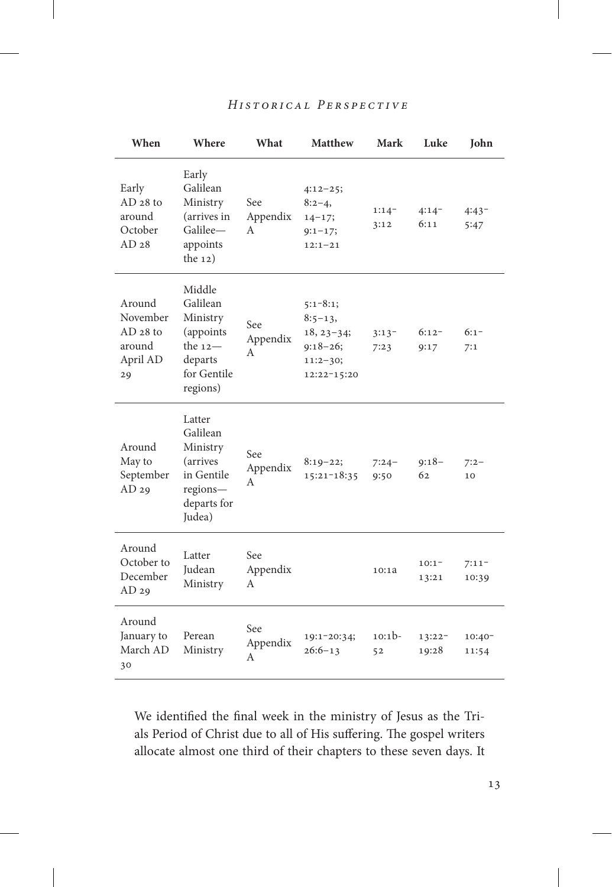| When | Where | What | Matthew | Mark | Luke | John |
|---|---|---|---|---|---|---|
| Early AD 28 to around October AD 28 | Early Galilean Ministry (arrives in Galilee—appoints the 12) | See Appendix A | 4:12–25; 8:2–4, 14–17; 9:1–17; 12:1–21 | 1:14–3:12 | 4:14–6:11 | 4:43–5:47 |
| Around November AD 28 to around April AD 29 | Middle Galilean Ministry (appoints the 12—departs for Gentile regions) | See Appendix A | 5:1–8:1; 8:5–13, 18, 23–34; 9:18–26; 11:2–30; 12:22–15:20 | 3:13–7:23 | 6:12–9:17 | 6:1–7:1 |
| Around May to September AD 29 | Latter Galilean Ministry (arrives in Gentile regions—departs for Judea) | See Appendix A | 8:19–22; 15:21–18:35 | 7:24–9:50 | 9:18–62 | 7:2–10 |
| Around October to December AD 29 | Latter Judean Ministry | See Appendix A | | 10:1a | 10:1–13:21 | 7:11–10:39 |
| Around January to March AD 30 | Perean Ministry | See Appendix A | 19:1–20:34; 26:6–13 | 10:1b-52 | 13:22–19:28 | 10:40–11:54 |

We identified the final week in the ministry of Jesus as the Trials Period of Christ due to all of His suffering. The gospel writers allocate almost one third of their chapters to these seven days. It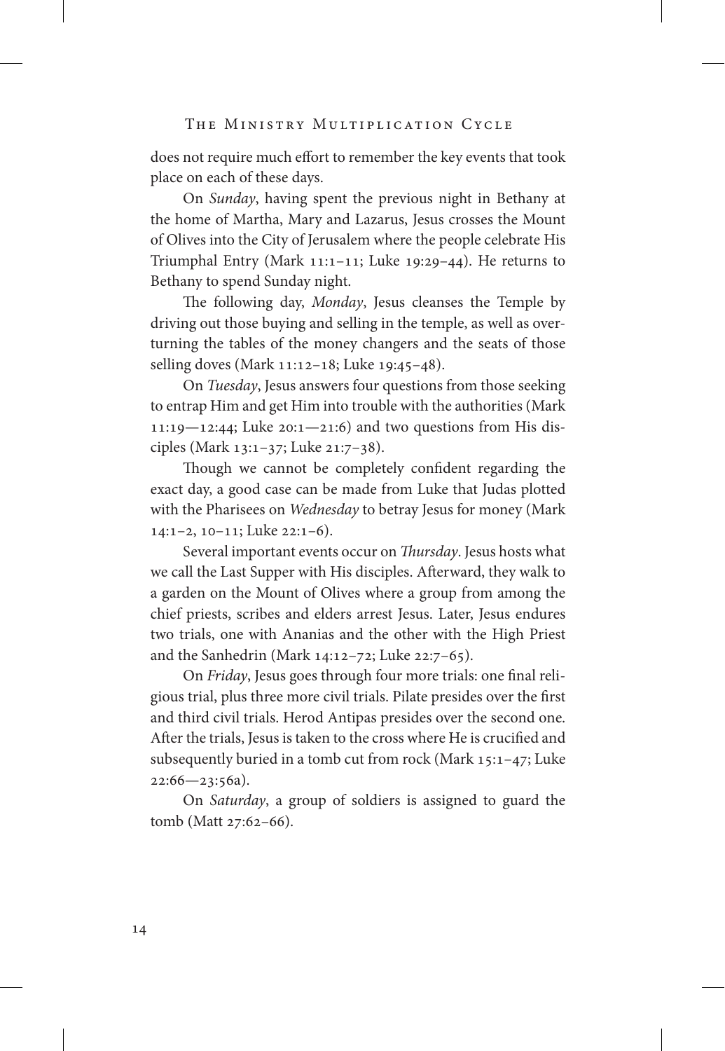does not require much effort to remember the key events that took place on each of these days.

On *Sunday*, having spent the previous night in Bethany at the home of Martha, Mary and Lazarus, Jesus crosses the Mount of Olives into the City of Jerusalem where the people celebrate His Triumphal Entry (Mark 11:1–11; Luke 19:29–44). He returns to Bethany to spend Sunday night.

The following day, *Monday*, Jesus cleanses the Temple by driving out those buying and selling in the temple, as well as overturning the tables of the money changers and the seats of those selling doves (Mark 11:12–18; Luke 19:45–48).

On *Tuesday*, Jesus answers four questions from those seeking to entrap Him and get Him into trouble with the authorities (Mark 11:19—12:44; Luke 20:1—21:6) and two questions from His disciples (Mark 13:1–37; Luke 21:7–38).

Though we cannot be completely confident regarding the exact day, a good case can be made from Luke that Judas plotted with the Pharisees on *Wednesday* to betray Jesus for money (Mark 14:1–2, 10–11; Luke 22:1–6).

Several important events occur on *Thursday*. Jesus hosts what we call the Last Supper with His disciples. Afterward, they walk to a garden on the Mount of Olives where a group from among the chief priests, scribes and elders arrest Jesus. Later, Jesus endures two trials, one with Ananias and the other with the High Priest and the Sanhedrin (Mark 14:12–72; Luke 22:7–65).

On *Friday*, Jesus goes through four more trials: one final religious trial, plus three more civil trials. Pilate presides over the first and third civil trials. Herod Antipas presides over the second one. After the trials, Jesus is taken to the cross where He is crucified and subsequently buried in a tomb cut from rock (Mark 15:1–47; Luke 22:66—23:56a).

On *Saturday*, a group of soldiers is assigned to guard the tomb (Matt 27:62–66).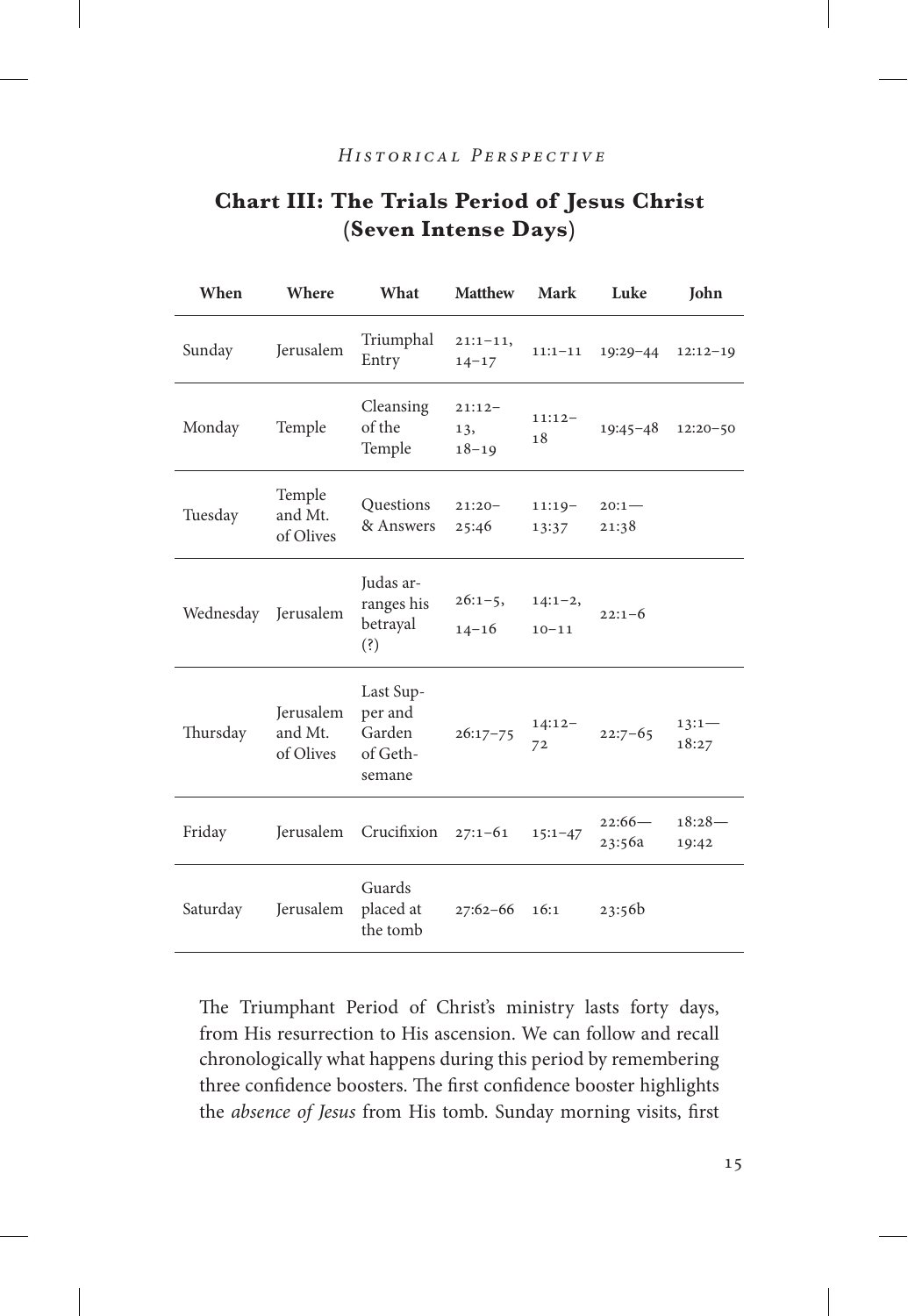## Chart III: The Trials Period of Jesus Christ (Seven Intense Days)

| When | Where | What | Matthew | Mark | Luke | John |
|---|---|---|---|---|---|---|
| Sunday | Jerusalem | Triumphal Entry | 21:1–11, 14–17 | 11:1–11 | 19:29–44 | 12:12–19 |
| Monday | Temple | Cleansing of the Temple | 21:12–13, 18–19 | 11:12–18 | 19:45–48 | 12:20–50 |
| Tuesday | Temple and Mt. of Olives | Questions & Answers | 21:20–25:46 | 11:19–13:37 | 20:1—21:38 | |
| Wednesday | Jerusalem | Judas arranges his betrayal (?) | 26:1–5, 14–16 | 14:1–2, 10–11 | 22:1–6 | |
| Thursday | Jerusalem and Mt. of Olives | Last Supper and Garden of Gethsemane | 26:17–75 | 14:12–72 | 22:7–65 | 13:1—18:27 |
| Friday | Jerusalem | Crucifixion | 27:1–61 | 15:1–47 | 22:66—23:56a | 18:28—19:42 |
| Saturday | Jerusalem | Guards placed at the tomb | 27:62–66 | 16:1 | 23:56b | |

The Triumphant Period of Christ's ministry lasts forty days, from His resurrection to His ascension. We can follow and recall chronologically what happens during this period by remembering three confidence boosters. The first confidence booster highlights the *absence of Jesus* from His tomb. Sunday morning visits, first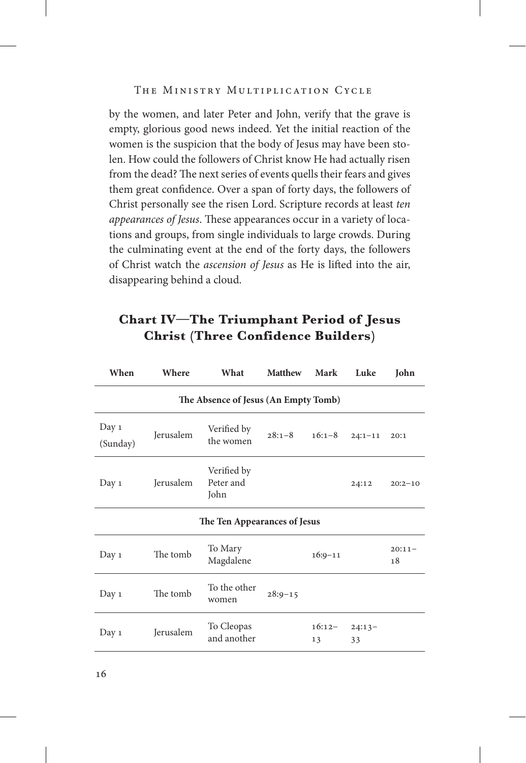by the women, and later Peter and John, verify that the grave is empty, glorious good news indeed. Yet the initial reaction of the women is the suspicion that the body of Jesus may have been stolen. How could the followers of Christ know He had actually risen from the dead? The next series of events quells their fears and gives them great confidence. Over a span of forty days, the followers of Christ personally see the risen Lord. Scripture records at least *ten appearances of Jesus*. These appearances occur in a variety of locations and groups, from single individuals to large crowds. During the culminating event at the end of the forty days, the followers of Christ watch the *ascension of Jesus* as He is lifted into the air, disappearing behind a cloud.

## Chart IV—The Triumphant Period of Jesus Christ (Three Confidence Builders)

| When | Where | What | Matthew | Mark | Luke | John |
|---|---|---|---|---|---|---|
| **The Absence of Jesus (An Empty Tomb)** | | | | | | |
| Day 1 (Sunday) | Jerusalem | Verified by the women | 28:1–8 | 16:1–8 | 24:1–11 | 20:1 |
| Day 1 | Jerusalem | Verified by Peter and John | | | 24:12 | 20:2–10 |
| **The Ten Appearances of Jesus** | | | | | | |
| Day 1 | The tomb | To Mary Magdalene | | 16:9–11 | | 20:11–18 |
| Day 1 | The tomb | To the other women | 28:9–15 | | | |
| Day 1 | Jerusalem | To Cleopas and another | | 16:12–13 | 24:13–33 | |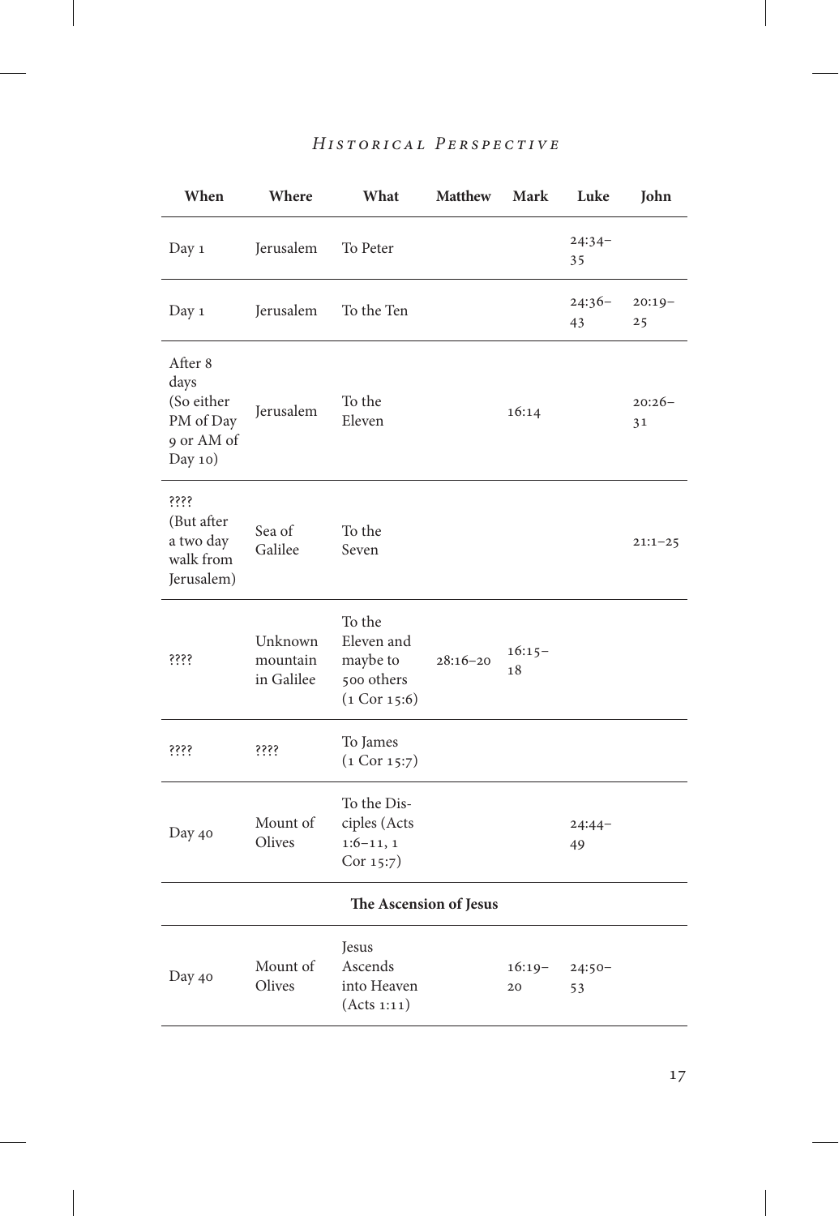| When | Where | What | Matthew | Mark | Luke | John |
|---|---|---|---|---|---|---|
| Day 1 | Jerusalem | To Peter | | | 24:34–35 | |
| Day 1 | Jerusalem | To the Ten | | | 24:36–43 | 20:19–25 |
| After 8 days (So either PM of Day 9 or AM of Day 10) | Jerusalem | To the Eleven | | 16:14 | | 20:26–31 |
| ???? (But after a two day walk from Jerusalem) | Sea of Galilee | To the Seven | | | | 21:1–25 |
| ???? | Unknown mountain in Galilee | To the Eleven and maybe to 500 others (1 Cor 15:6) | 28:16–20 | 16:15–18 | | |
| ???? | ???? | To James (1 Cor 15:7) | | | | |
| Day 40 | Mount of Olives | To the Disciples (Acts 1:6–11, 1 Cor 15:7) | | | 24:44–49 | |
| **The Ascension of Jesus** | | | | | | |
| Day 40 | Mount of Olives | Jesus Ascends into Heaven (Acts 1:11) | | 16:19–20 | 24:50–53 | |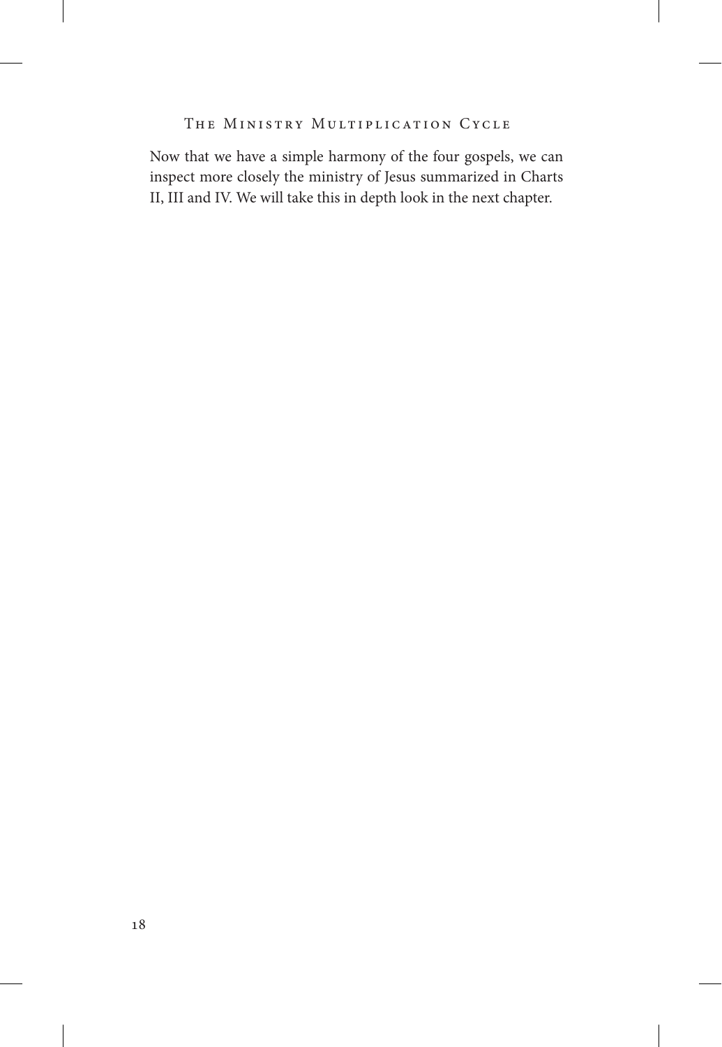Now that we have a simple harmony of the four gospels, we can inspect more closely the ministry of Jesus summarized in Charts II, III and IV. We will take this in depth look in the next chapter.